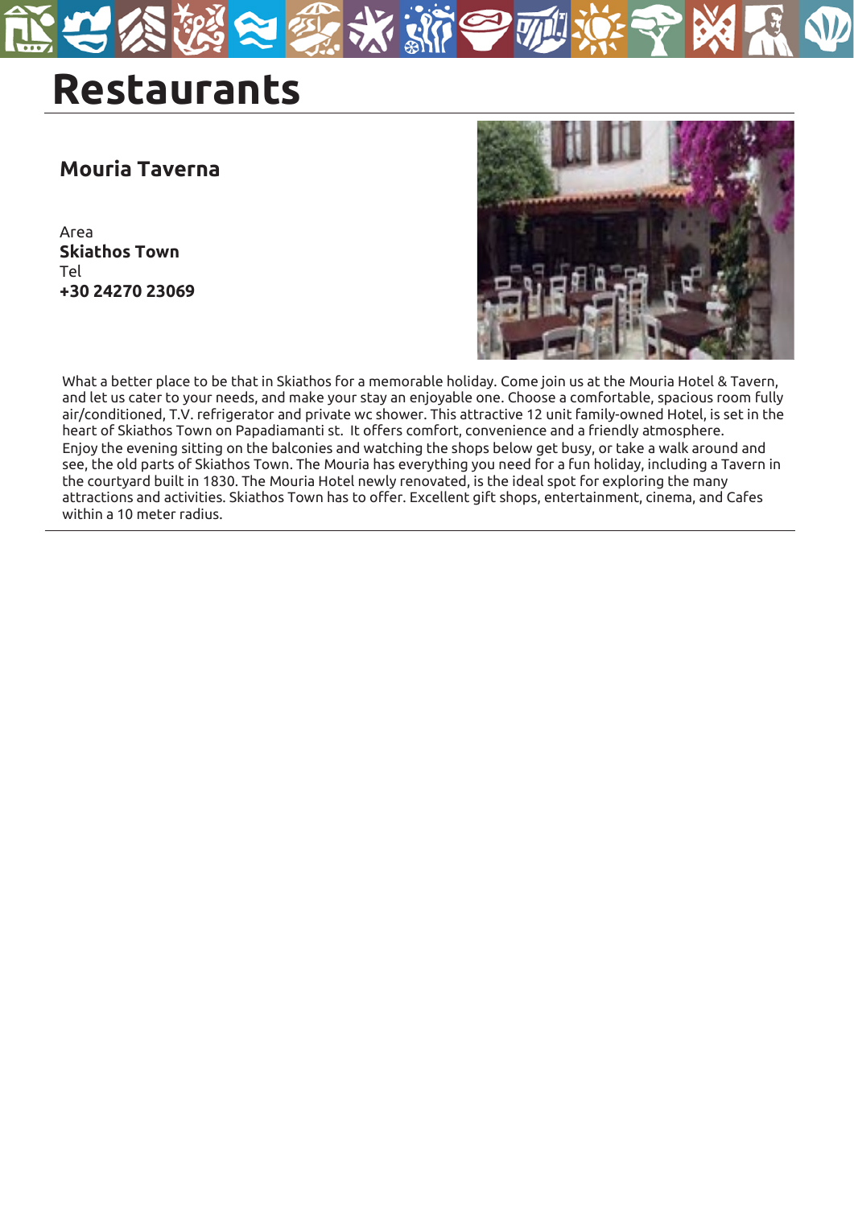# Restaurants

## Mouria Taverna

Area
**Skiathos Town**
Tel
**+30 24270 23069**

What a better place to be that in Skiathos for a memorable holiday. Come join us at the Mouria Hotel & Tavern, and let us cater to your needs, and make your stay an enjoyable one. Choose a comfortable, spacious room fully air/conditioned, T.V. refrigerator and private wc shower. This attractive 12 unit family-owned Hotel, is set in the heart of Skiathos Town on Papadiamanti st.  It offers comfort, convenience and a friendly atmosphere.
Enjoy the evening sitting on the balconies and watching the shops below get busy, or take a walk around and see, the old parts of Skiathos Town. The Mouria has everything you need for a fun holiday, including a Tavern in the courtyard built in 1830. The Mouria Hotel newly renovated, is the ideal spot for exploring the many attractions and activities. Skiathos Town has to offer. Excellent gift shops, entertainment, cinema, and Cafes within a 10 meter radius.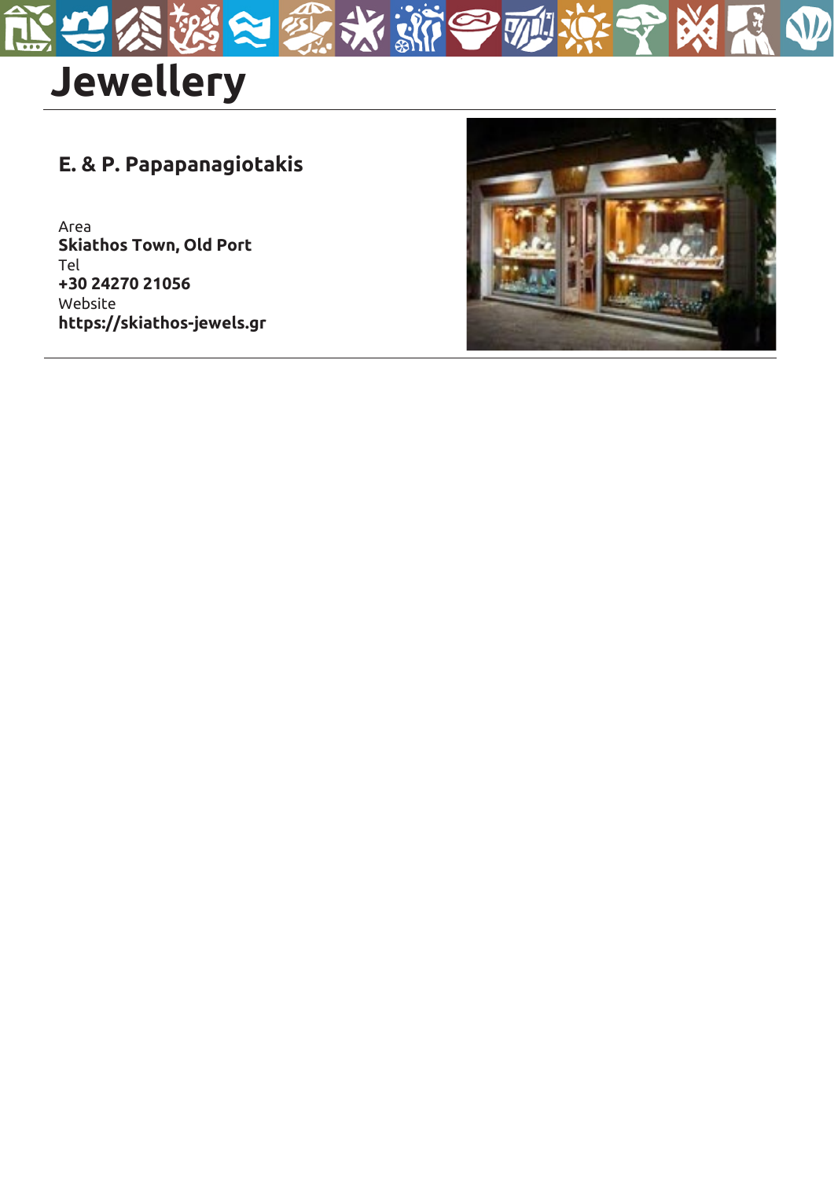# Jewellery

## E. & P. Papapanagiotakis

Area
**Skiathos Town, Old Port**
Tel
**+30 24270 21056**
Website
**https://skiathos-jewels.gr**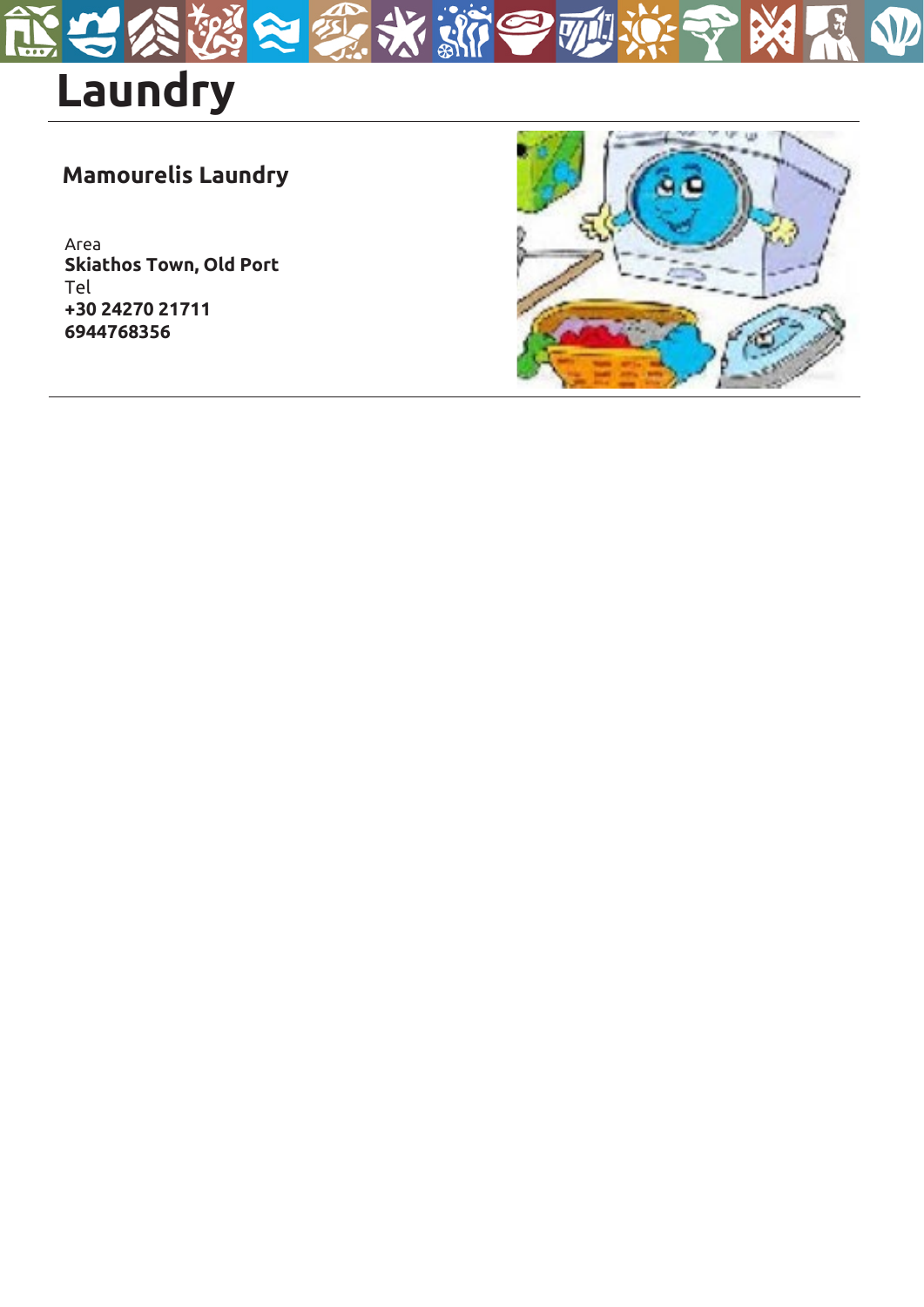# Laundry

## Mamourelis Laundry

Area
**Skiathos Town, Old Port**
Tel
**+30 24270 21711**
**6944768356**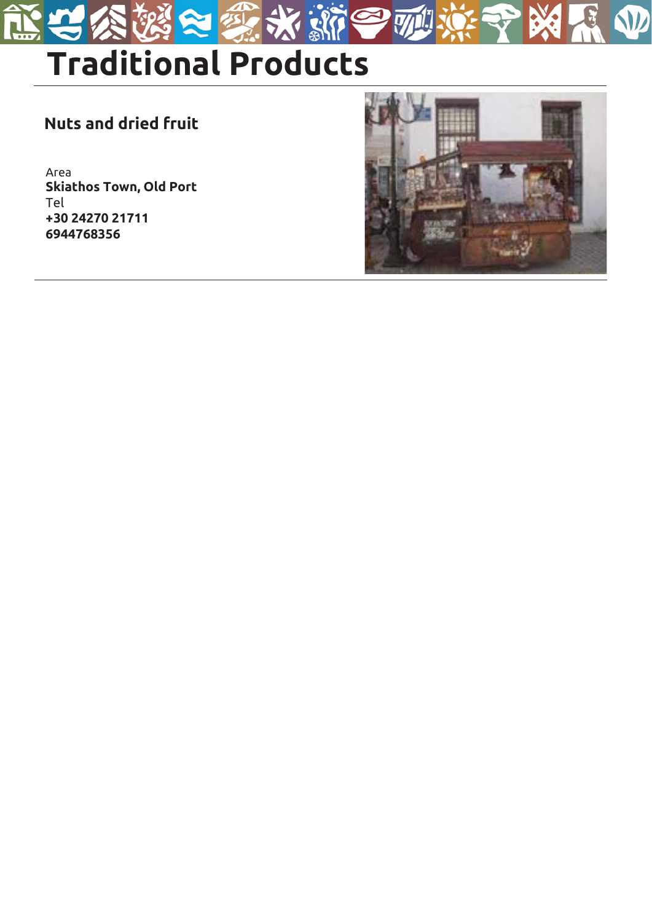# Traditional Products

## Nuts and dried fruit

Area
**Skiathos Town, Old Port**
Tel
**+30 24270 21711**
**6944768356**